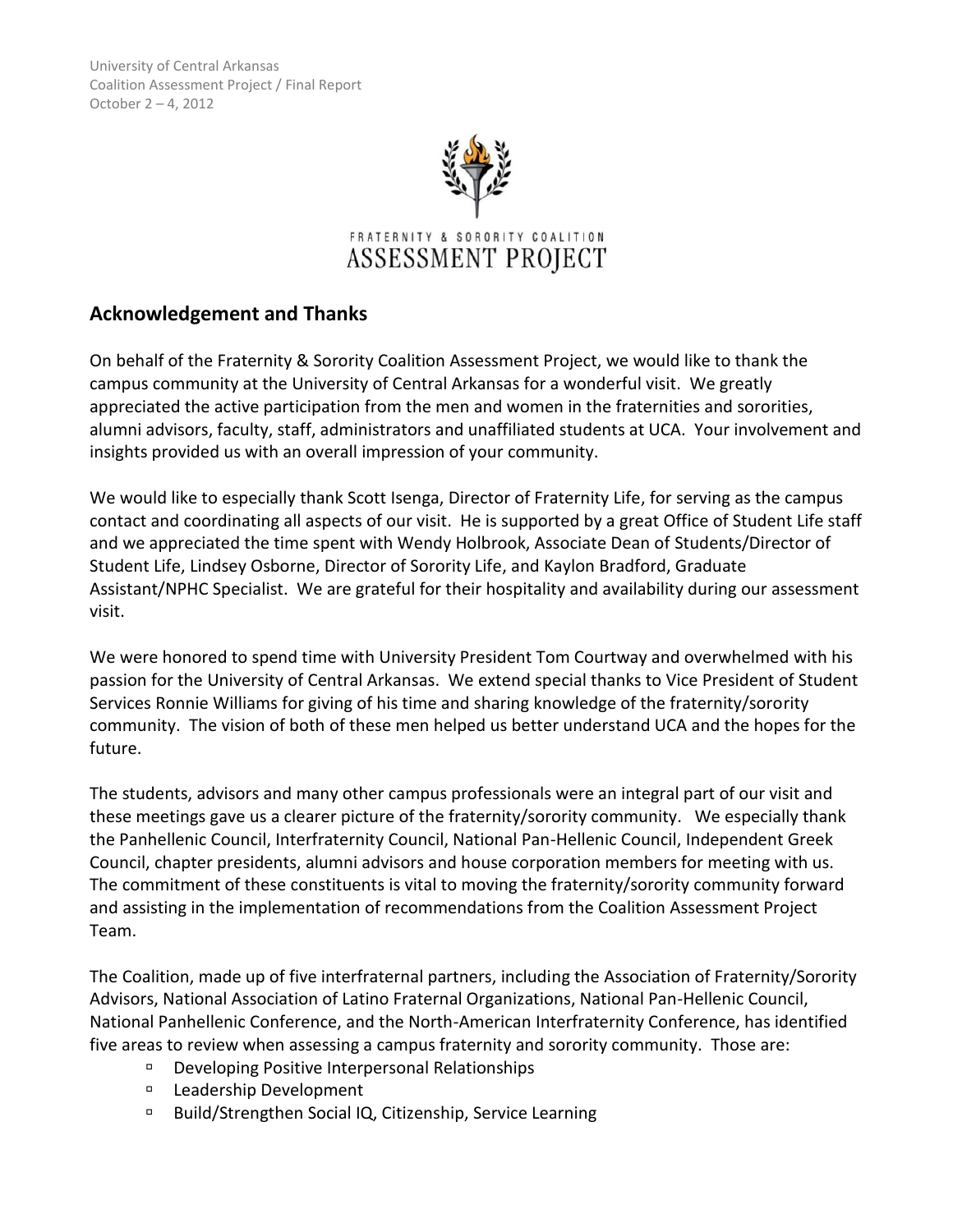University of Central Arkansas
Coalition Assessment Project / Final Report
October 2 – 4, 2012

FRATERNITY & SORORITY COALITION
ASSESSMENT PROJECT

## Acknowledgement and Thanks

On behalf of the Fraternity & Sorority Coalition Assessment Project, we would like to thank the campus community at the University of Central Arkansas for a wonderful visit. We greatly appreciated the active participation from the men and women in the fraternities and sororities, alumni advisors, faculty, staff, administrators and unaffiliated students at UCA. Your involvement and insights provided us with an overall impression of your community.

We would like to especially thank Scott Isenga, Director of Fraternity Life, for serving as the campus contact and coordinating all aspects of our visit. He is supported by a great Office of Student Life staff and we appreciated the time spent with Wendy Holbrook, Associate Dean of Students/Director of Student Life, Lindsey Osborne, Director of Sorority Life, and Kaylon Bradford, Graduate Assistant/NPHC Specialist. We are grateful for their hospitality and availability during our assessment visit.

We were honored to spend time with University President Tom Courtway and overwhelmed with his passion for the University of Central Arkansas. We extend special thanks to Vice President of Student Services Ronnie Williams for giving of his time and sharing knowledge of the fraternity/sorority community. The vision of both of these men helped us better understand UCA and the hopes for the future.

The students, advisors and many other campus professionals were an integral part of our visit and these meetings gave us a clearer picture of the fraternity/sorority community. We especially thank the Panhellenic Council, Interfraternity Council, National Pan-Hellenic Council, Independent Greek Council, chapter presidents, alumni advisors and house corporation members for meeting with us. The commitment of these constituents is vital to moving the fraternity/sorority community forward and assisting in the implementation of recommendations from the Coalition Assessment Project Team.

The Coalition, made up of five interfraternal partners, including the Association of Fraternity/Sorority Advisors, National Association of Latino Fraternal Organizations, National Pan-Hellenic Council, National Panhellenic Conference, and the North-American Interfraternity Conference, has identified five areas to review when assessing a campus fraternity and sorority community. Those are:

- Developing Positive Interpersonal Relationships
- Leadership Development
- Build/Strengthen Social IQ, Citizenship, Service Learning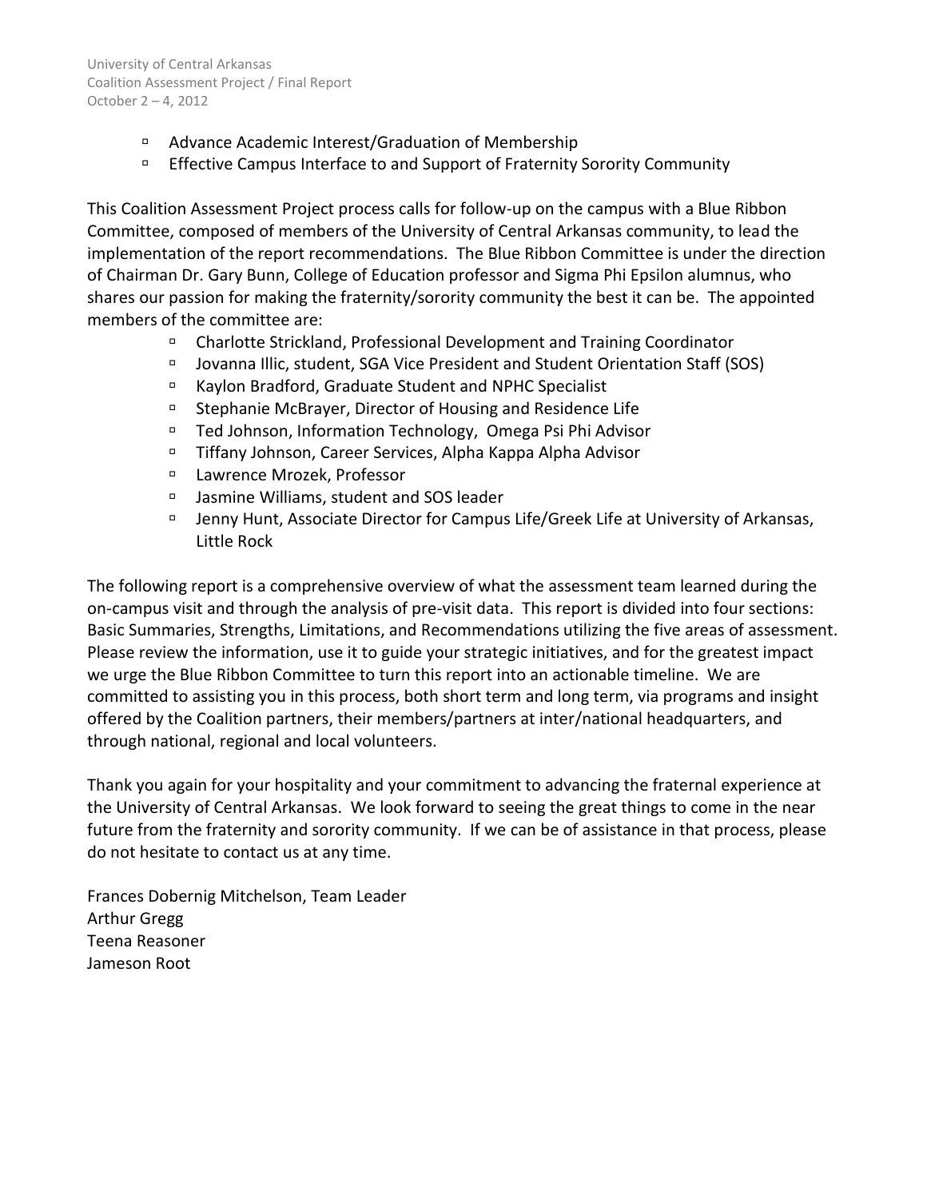- Advance Academic Interest/Graduation of Membership
- Effective Campus Interface to and Support of Fraternity Sorority Community

This Coalition Assessment Project process calls for follow-up on the campus with a Blue Ribbon Committee, composed of members of the University of Central Arkansas community, to lead the implementation of the report recommendations. The Blue Ribbon Committee is under the direction of Chairman Dr. Gary Bunn, College of Education professor and Sigma Phi Epsilon alumnus, who shares our passion for making the fraternity/sorority community the best it can be. The appointed members of the committee are:

- Charlotte Strickland, Professional Development and Training Coordinator
- Jovanna Illic, student, SGA Vice President and Student Orientation Staff (SOS)
- Kaylon Bradford, Graduate Student and NPHC Specialist
- Stephanie McBrayer, Director of Housing and Residence Life
- Ted Johnson, Information Technology, Omega Psi Phi Advisor
- Tiffany Johnson, Career Services, Alpha Kappa Alpha Advisor
- Lawrence Mrozek, Professor
- Jasmine Williams, student and SOS leader
- Jenny Hunt, Associate Director for Campus Life/Greek Life at University of Arkansas, Little Rock

The following report is a comprehensive overview of what the assessment team learned during the on-campus visit and through the analysis of pre-visit data. This report is divided into four sections: Basic Summaries, Strengths, Limitations, and Recommendations utilizing the five areas of assessment. Please review the information, use it to guide your strategic initiatives, and for the greatest impact we urge the Blue Ribbon Committee to turn this report into an actionable timeline. We are committed to assisting you in this process, both short term and long term, via programs and insight offered by the Coalition partners, their members/partners at inter/national headquarters, and through national, regional and local volunteers.

Thank you again for your hospitality and your commitment to advancing the fraternal experience at the University of Central Arkansas. We look forward to seeing the great things to come in the near future from the fraternity and sorority community. If we can be of assistance in that process, please do not hesitate to contact us at any time.

Frances Dobernig Mitchelson, Team Leader
Arthur Gregg
Teena Reasoner
Jameson Root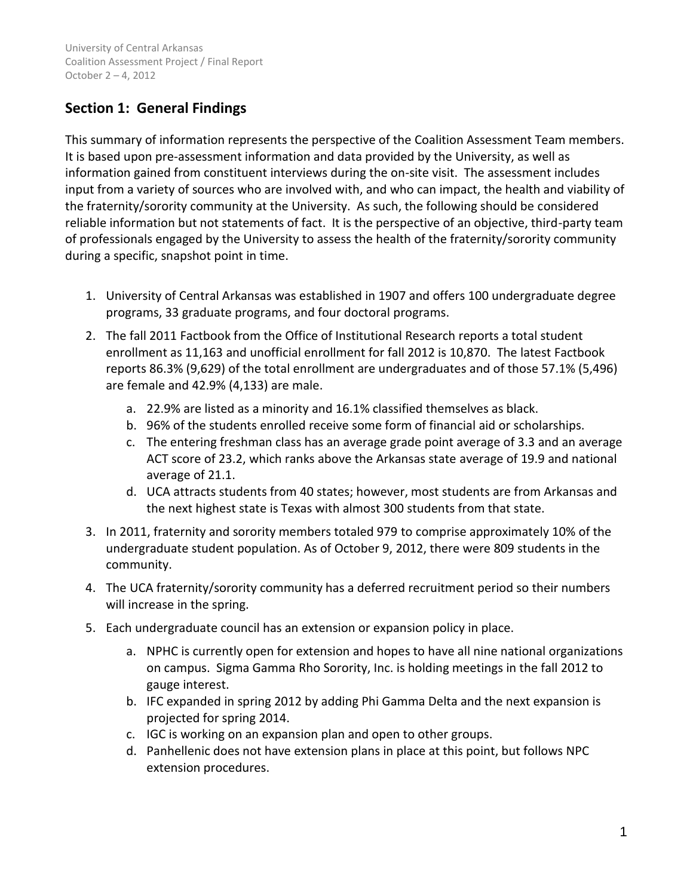## Section 1: General Findings

This summary of information represents the perspective of the Coalition Assessment Team members. It is based upon pre-assessment information and data provided by the University, as well as information gained from constituent interviews during the on-site visit. The assessment includes input from a variety of sources who are involved with, and who can impact, the health and viability of the fraternity/sorority community at the University. As such, the following should be considered reliable information but not statements of fact. It is the perspective of an objective, third-party team of professionals engaged by the University to assess the health of the fraternity/sorority community during a specific, snapshot point in time.

1. University of Central Arkansas was established in 1907 and offers 100 undergraduate degree programs, 33 graduate programs, and four doctoral programs.
2. The fall 2011 Factbook from the Office of Institutional Research reports a total student enrollment as 11,163 and unofficial enrollment for fall 2012 is 10,870. The latest Factbook reports 86.3% (9,629) of the total enrollment are undergraduates and of those 57.1% (5,496) are female and 42.9% (4,133) are male.
    a. 22.9% are listed as a minority and 16.1% classified themselves as black.
    b. 96% of the students enrolled receive some form of financial aid or scholarships.
    c. The entering freshman class has an average grade point average of 3.3 and an average ACT score of 23.2, which ranks above the Arkansas state average of 19.9 and national average of 21.1.
    d. UCA attracts students from 40 states; however, most students are from Arkansas and the next highest state is Texas with almost 300 students from that state.
3. In 2011, fraternity and sorority members totaled 979 to comprise approximately 10% of the undergraduate student population. As of October 9, 2012, there were 809 students in the community.
4. The UCA fraternity/sorority community has a deferred recruitment period so their numbers will increase in the spring.
5. Each undergraduate council has an extension or expansion policy in place.
    a. NPHC is currently open for extension and hopes to have all nine national organizations on campus. Sigma Gamma Rho Sorority, Inc. is holding meetings in the fall 2012 to gauge interest.
    b. IFC expanded in spring 2012 by adding Phi Gamma Delta and the next expansion is projected for spring 2014.
    c. IGC is working on an expansion plan and open to other groups.
    d. Panhellenic does not have extension plans in place at this point, but follows NPC extension procedures.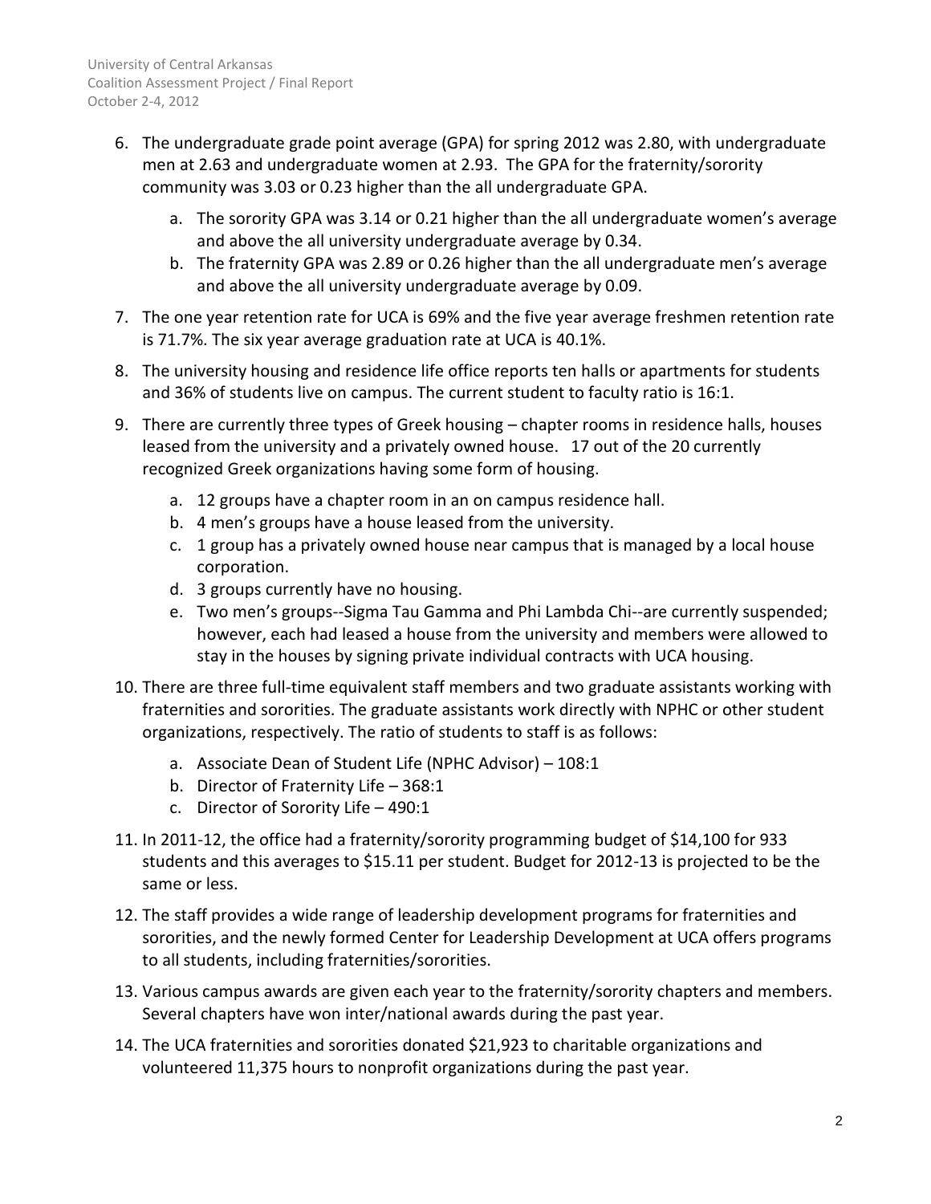6. The undergraduate grade point average (GPA) for spring 2012 was 2.80, with undergraduate men at 2.63 and undergraduate women at 2.93. The GPA for the fraternity/sorority community was 3.03 or 0.23 higher than the all undergraduate GPA.
   a. The sorority GPA was 3.14 or 0.21 higher than the all undergraduate women's average and above the all university undergraduate average by 0.34.
   b. The fraternity GPA was 2.89 or 0.26 higher than the all undergraduate men's average and above the all university undergraduate average by 0.09.
7. The one year retention rate for UCA is 69% and the five year average freshmen retention rate is 71.7%. The six year average graduation rate at UCA is 40.1%.
8. The university housing and residence life office reports ten halls or apartments for students and 36% of students live on campus. The current student to faculty ratio is 16:1.
9. There are currently three types of Greek housing – chapter rooms in residence halls, houses leased from the university and a privately owned house. 17 out of the 20 currently recognized Greek organizations having some form of housing.
   a. 12 groups have a chapter room in an on campus residence hall.
   b. 4 men's groups have a house leased from the university.
   c. 1 group has a privately owned house near campus that is managed by a local house corporation.
   d. 3 groups currently have no housing.
   e. Two men's groups--Sigma Tau Gamma and Phi Lambda Chi--are currently suspended; however, each had leased a house from the university and members were allowed to stay in the houses by signing private individual contracts with UCA housing.
10. There are three full-time equivalent staff members and two graduate assistants working with fraternities and sororities. The graduate assistants work directly with NPHC or other student organizations, respectively. The ratio of students to staff is as follows:
    a. Associate Dean of Student Life (NPHC Advisor) – 108:1
    b. Director of Fraternity Life – 368:1
    c. Director of Sorority Life – 490:1
11. In 2011-12, the office had a fraternity/sorority programming budget of $14,100 for 933 students and this averages to $15.11 per student. Budget for 2012-13 is projected to be the same or less.
12. The staff provides a wide range of leadership development programs for fraternities and sororities, and the newly formed Center for Leadership Development at UCA offers programs to all students, including fraternities/sororities.
13. Various campus awards are given each year to the fraternity/sorority chapters and members. Several chapters have won inter/national awards during the past year.
14. The UCA fraternities and sororities donated $21,923 to charitable organizations and volunteered 11,375 hours to nonprofit organizations during the past year.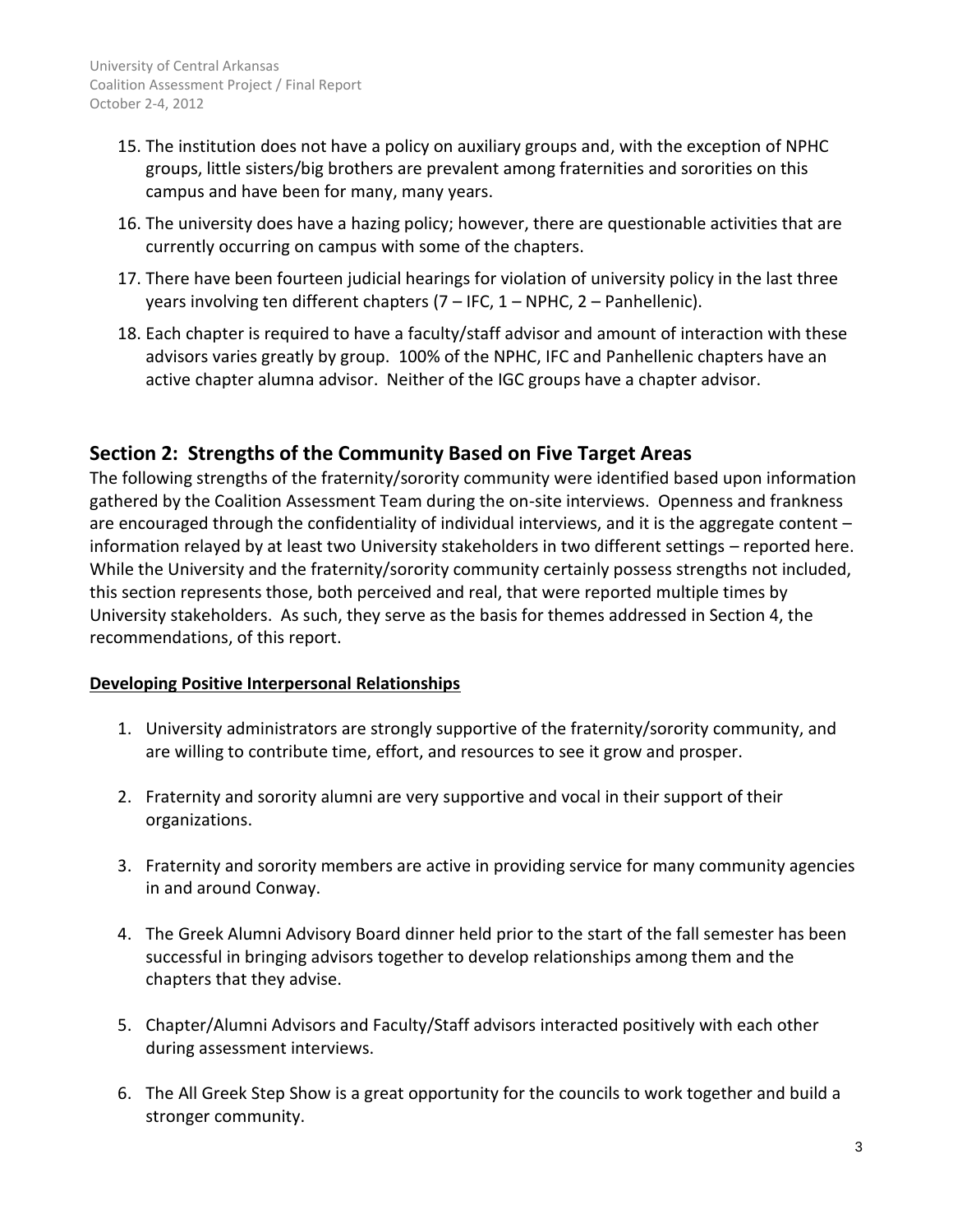15. The institution does not have a policy on auxiliary groups and, with the exception of NPHC groups, little sisters/big brothers are prevalent among fraternities and sororities on this campus and have been for many, many years.
16. The university does have a hazing policy; however, there are questionable activities that are currently occurring on campus with some of the chapters.
17. There have been fourteen judicial hearings for violation of university policy in the last three years involving ten different chapters (7 – IFC, 1 – NPHC, 2 – Panhellenic).
18. Each chapter is required to have a faculty/staff advisor and amount of interaction with these advisors varies greatly by group. 100% of the NPHC, IFC and Panhellenic chapters have an active chapter alumna advisor. Neither of the IGC groups have a chapter advisor.

## Section 2: Strengths of the Community Based on Five Target Areas

The following strengths of the fraternity/sorority community were identified based upon information gathered by the Coalition Assessment Team during the on-site interviews. Openness and frankness are encouraged through the confidentiality of individual interviews, and it is the aggregate content – information relayed by at least two University stakeholders in two different settings – reported here. While the University and the fraternity/sorority community certainly possess strengths not included, this section represents those, both perceived and real, that were reported multiple times by University stakeholders. As such, they serve as the basis for themes addressed in Section 4, the recommendations, of this report.

### Developing Positive Interpersonal Relationships

1. University administrators are strongly supportive of the fraternity/sorority community, and are willing to contribute time, effort, and resources to see it grow and prosper.
2. Fraternity and sorority alumni are very supportive and vocal in their support of their organizations.
3. Fraternity and sorority members are active in providing service for many community agencies in and around Conway.
4. The Greek Alumni Advisory Board dinner held prior to the start of the fall semester has been successful in bringing advisors together to develop relationships among them and the chapters that they advise.
5. Chapter/Alumni Advisors and Faculty/Staff advisors interacted positively with each other during assessment interviews.
6. The All Greek Step Show is a great opportunity for the councils to work together and build a stronger community.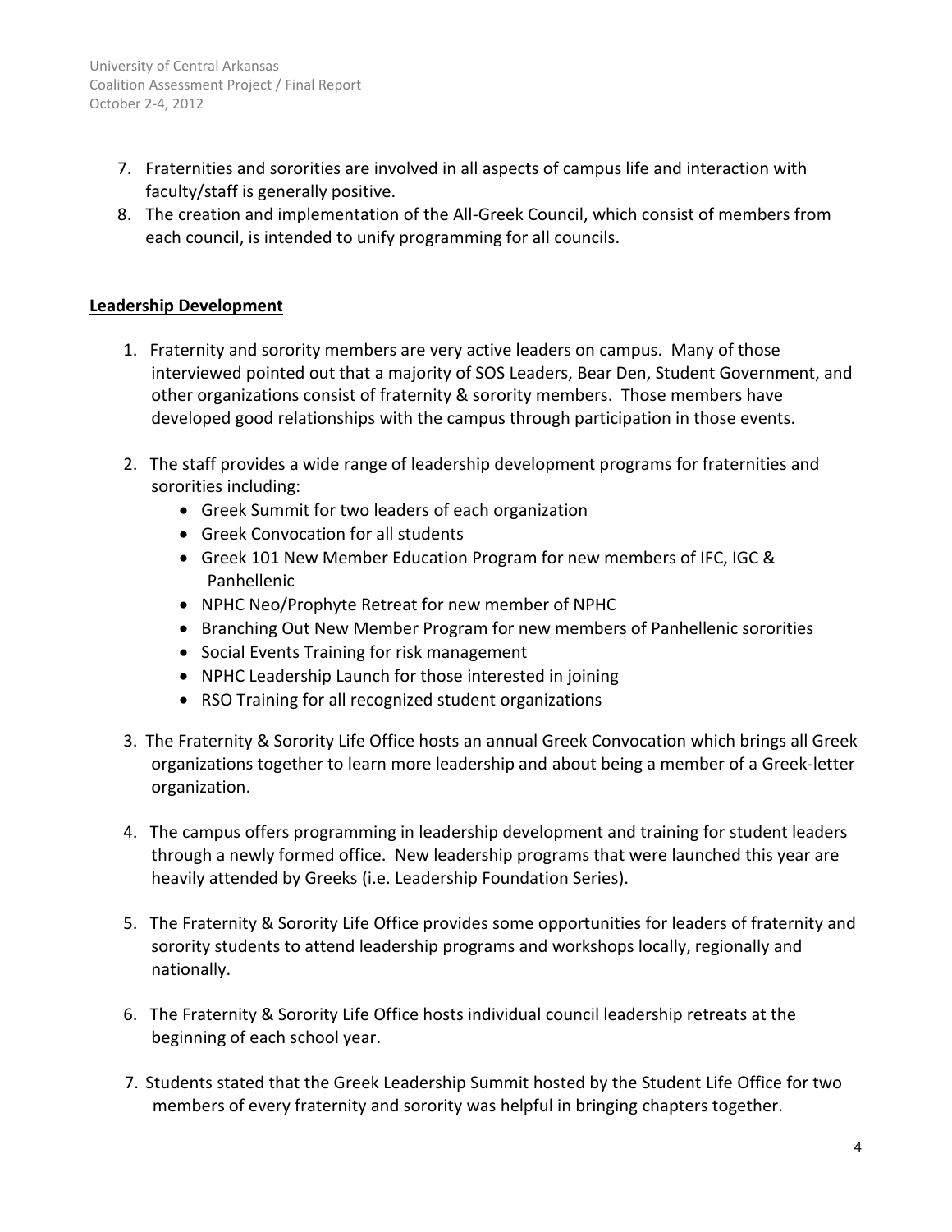7. Fraternities and sororities are involved in all aspects of campus life and interaction with faculty/staff is generally positive.
8. The creation and implementation of the All-Greek Council, which consist of members from each council, is intended to unify programming for all councils.

## **Leadership Development**

1. Fraternity and sorority members are very active leaders on campus. Many of those interviewed pointed out that a majority of SOS Leaders, Bear Den, Student Government, and other organizations consist of fraternity & sorority members. Those members have developed good relationships with the campus through participation in those events.

2. The staff provides a wide range of leadership development programs for fraternities and sororities including:
   - Greek Summit for two leaders of each organization
   - Greek Convocation for all students
   - Greek 101 New Member Education Program for new members of IFC, IGC & Panhellenic
   - NPHC Neo/Prophyte Retreat for new member of NPHC
   - Branching Out New Member Program for new members of Panhellenic sororities
   - Social Events Training for risk management
   - NPHC Leadership Launch for those interested in joining
   - RSO Training for all recognized student organizations

3. The Fraternity & Sorority Life Office hosts an annual Greek Convocation which brings all Greek organizations together to learn more leadership and about being a member of a Greek-letter organization.

4. The campus offers programming in leadership development and training for student leaders through a newly formed office. New leadership programs that were launched this year are heavily attended by Greeks (i.e. Leadership Foundation Series).

5. The Fraternity & Sorority Life Office provides some opportunities for leaders of fraternity and sorority students to attend leadership programs and workshops locally, regionally and nationally.

6. The Fraternity & Sorority Life Office hosts individual council leadership retreats at the beginning of each school year.

7. Students stated that the Greek Leadership Summit hosted by the Student Life Office for two members of every fraternity and sorority was helpful in bringing chapters together.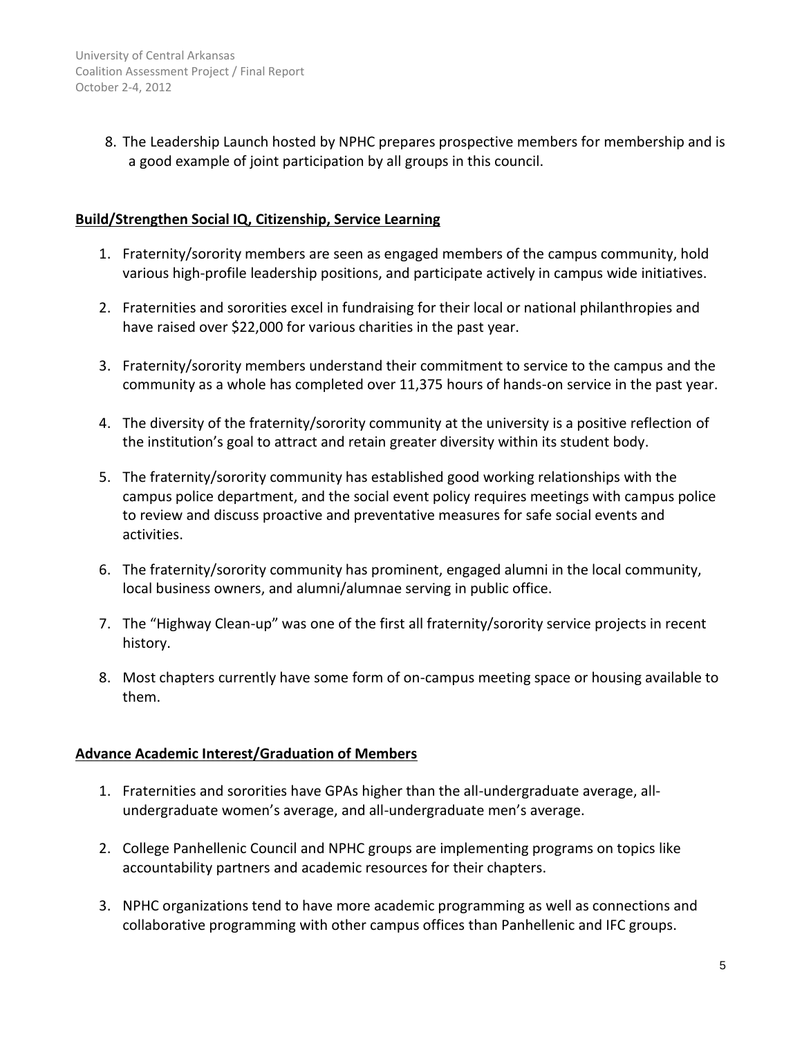8. The Leadership Launch hosted by NPHC prepares prospective members for membership and is a good example of joint participation by all groups in this council.

## Build/Strengthen Social IQ, Citizenship, Service Learning

1. Fraternity/sorority members are seen as engaged members of the campus community, hold various high-profile leadership positions, and participate actively in campus wide initiatives.

2. Fraternities and sororities excel in fundraising for their local or national philanthropies and have raised over $22,000 for various charities in the past year.

3. Fraternity/sorority members understand their commitment to service to the campus and the community as a whole has completed over 11,375 hours of hands-on service in the past year.

4. The diversity of the fraternity/sorority community at the university is a positive reflection of the institution's goal to attract and retain greater diversity within its student body.

5. The fraternity/sorority community has established good working relationships with the campus police department, and the social event policy requires meetings with campus police to review and discuss proactive and preventative measures for safe social events and activities.

6. The fraternity/sorority community has prominent, engaged alumni in the local community, local business owners, and alumni/alumnae serving in public office.

7. The "Highway Clean-up" was one of the first all fraternity/sorority service projects in recent history.

8. Most chapters currently have some form of on-campus meeting space or housing available to them.

## Advance Academic Interest/Graduation of Members

1. Fraternities and sororities have GPAs higher than the all-undergraduate average, all-undergraduate women's average, and all-undergraduate men's average.

2. College Panhellenic Council and NPHC groups are implementing programs on topics like accountability partners and academic resources for their chapters.

3. NPHC organizations tend to have more academic programming as well as connections and collaborative programming with other campus offices than Panhellenic and IFC groups.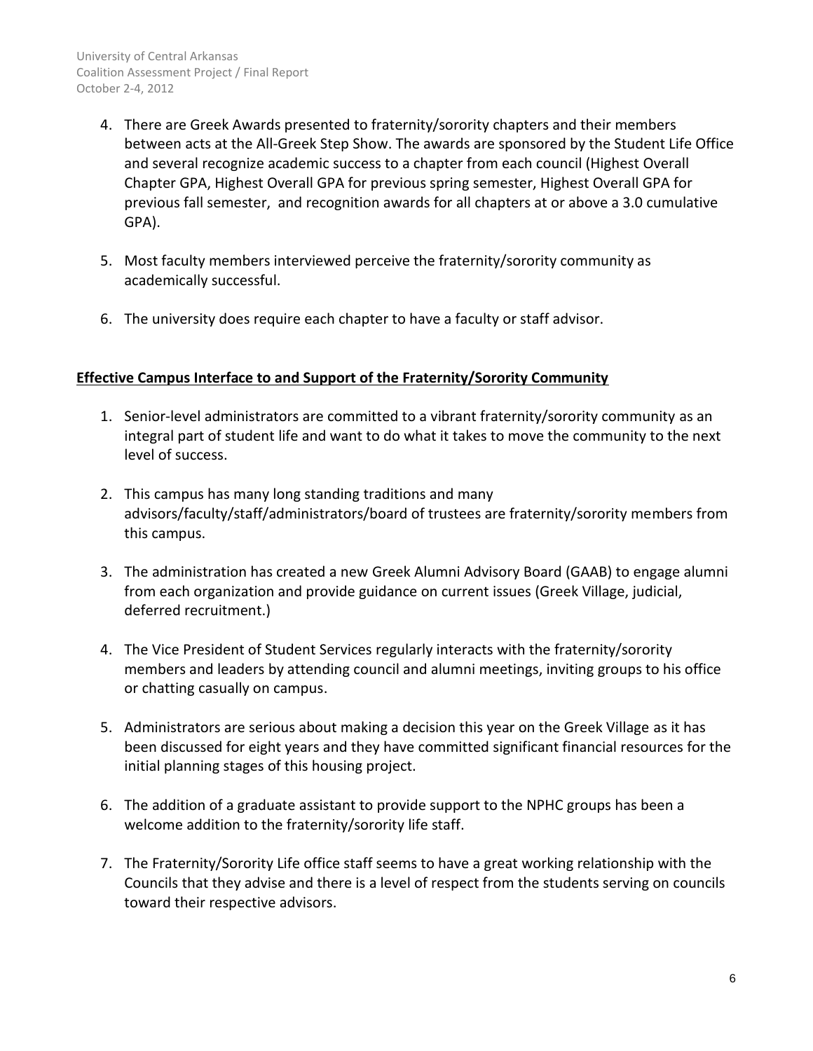4. There are Greek Awards presented to fraternity/sorority chapters and their members between acts at the All-Greek Step Show. The awards are sponsored by the Student Life Office and several recognize academic success to a chapter from each council (Highest Overall Chapter GPA, Highest Overall GPA for previous spring semester, Highest Overall GPA for previous fall semester, and recognition awards for all chapters at or above a 3.0 cumulative GPA).

5. Most faculty members interviewed perceive the fraternity/sorority community as academically successful.

6. The university does require each chapter to have a faculty or staff advisor.

## Effective Campus Interface to and Support of the Fraternity/Sorority Community

1. Senior-level administrators are committed to a vibrant fraternity/sorority community as an integral part of student life and want to do what it takes to move the community to the next level of success.

2. This campus has many long standing traditions and many advisors/faculty/staff/administrators/board of trustees are fraternity/sorority members from this campus.

3. The administration has created a new Greek Alumni Advisory Board (GAAB) to engage alumni from each organization and provide guidance on current issues (Greek Village, judicial, deferred recruitment.)

4. The Vice President of Student Services regularly interacts with the fraternity/sorority members and leaders by attending council and alumni meetings, inviting groups to his office or chatting casually on campus.

5. Administrators are serious about making a decision this year on the Greek Village as it has been discussed for eight years and they have committed significant financial resources for the initial planning stages of this housing project.

6. The addition of a graduate assistant to provide support to the NPHC groups has been a welcome addition to the fraternity/sorority life staff.

7. The Fraternity/Sorority Life office staff seems to have a great working relationship with the Councils that they advise and there is a level of respect from the students serving on councils toward their respective advisors.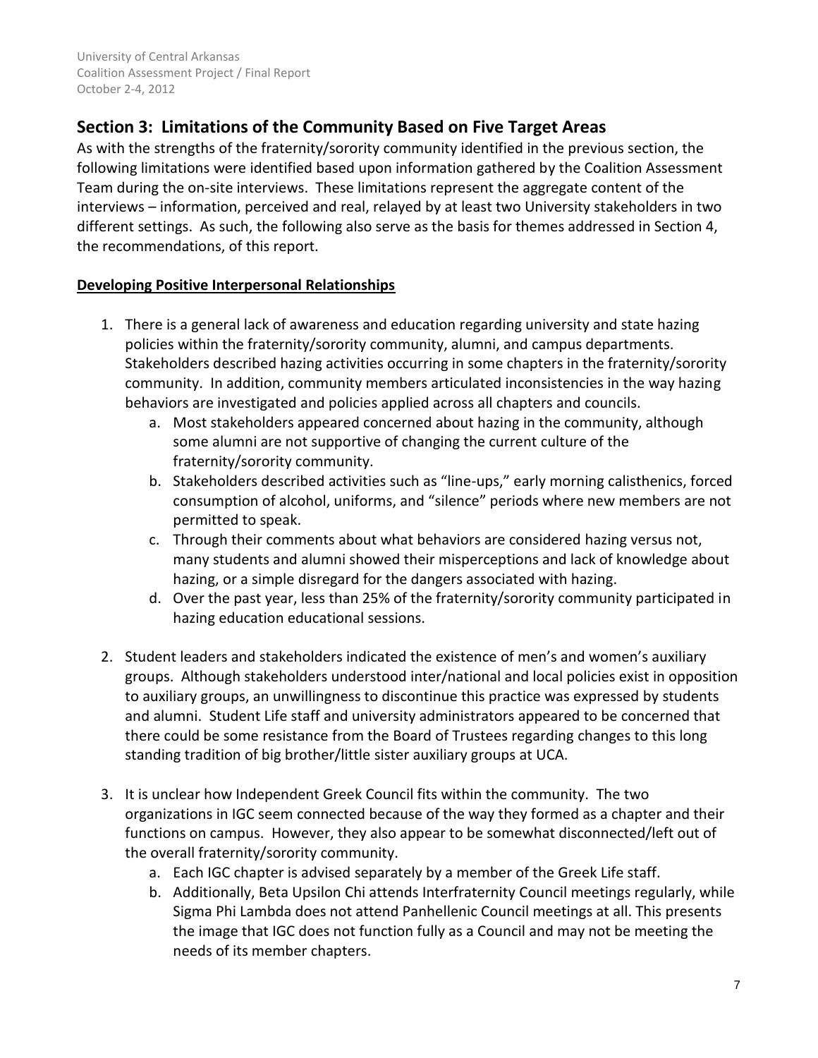## Section 3: Limitations of the Community Based on Five Target Areas

As with the strengths of the fraternity/sorority community identified in the previous section, the following limitations were identified based upon information gathered by the Coalition Assessment Team during the on-site interviews. These limitations represent the aggregate content of the interviews – information, perceived and real, relayed by at least two University stakeholders in two different settings. As such, the following also serve as the basis for themes addressed in Section 4, the recommendations, of this report.

**Developing Positive Interpersonal Relationships**

1. There is a general lack of awareness and education regarding university and state hazing policies within the fraternity/sorority community, alumni, and campus departments. Stakeholders described hazing activities occurring in some chapters in the fraternity/sorority community. In addition, community members articulated inconsistencies in the way hazing behaviors are investigated and policies applied across all chapters and councils.
    a. Most stakeholders appeared concerned about hazing in the community, although some alumni are not supportive of changing the current culture of the fraternity/sorority community.
    b. Stakeholders described activities such as "line-ups," early morning calisthenics, forced consumption of alcohol, uniforms, and "silence" periods where new members are not permitted to speak.
    c. Through their comments about what behaviors are considered hazing versus not, many students and alumni showed their misperceptions and lack of knowledge about hazing, or a simple disregard for the dangers associated with hazing.
    d. Over the past year, less than 25% of the fraternity/sorority community participated in hazing education educational sessions.

2. Student leaders and stakeholders indicated the existence of men's and women's auxiliary groups. Although stakeholders understood inter/national and local policies exist in opposition to auxiliary groups, an unwillingness to discontinue this practice was expressed by students and alumni. Student Life staff and university administrators appeared to be concerned that there could be some resistance from the Board of Trustees regarding changes to this long standing tradition of big brother/little sister auxiliary groups at UCA.

3. It is unclear how Independent Greek Council fits within the community. The two organizations in IGC seem connected because of the way they formed as a chapter and their functions on campus. However, they also appear to be somewhat disconnected/left out of the overall fraternity/sorority community.
    a. Each IGC chapter is advised separately by a member of the Greek Life staff.
    b. Additionally, Beta Upsilon Chi attends Interfraternity Council meetings regularly, while Sigma Phi Lambda does not attend Panhellenic Council meetings at all. This presents the image that IGC does not function fully as a Council and may not be meeting the needs of its member chapters.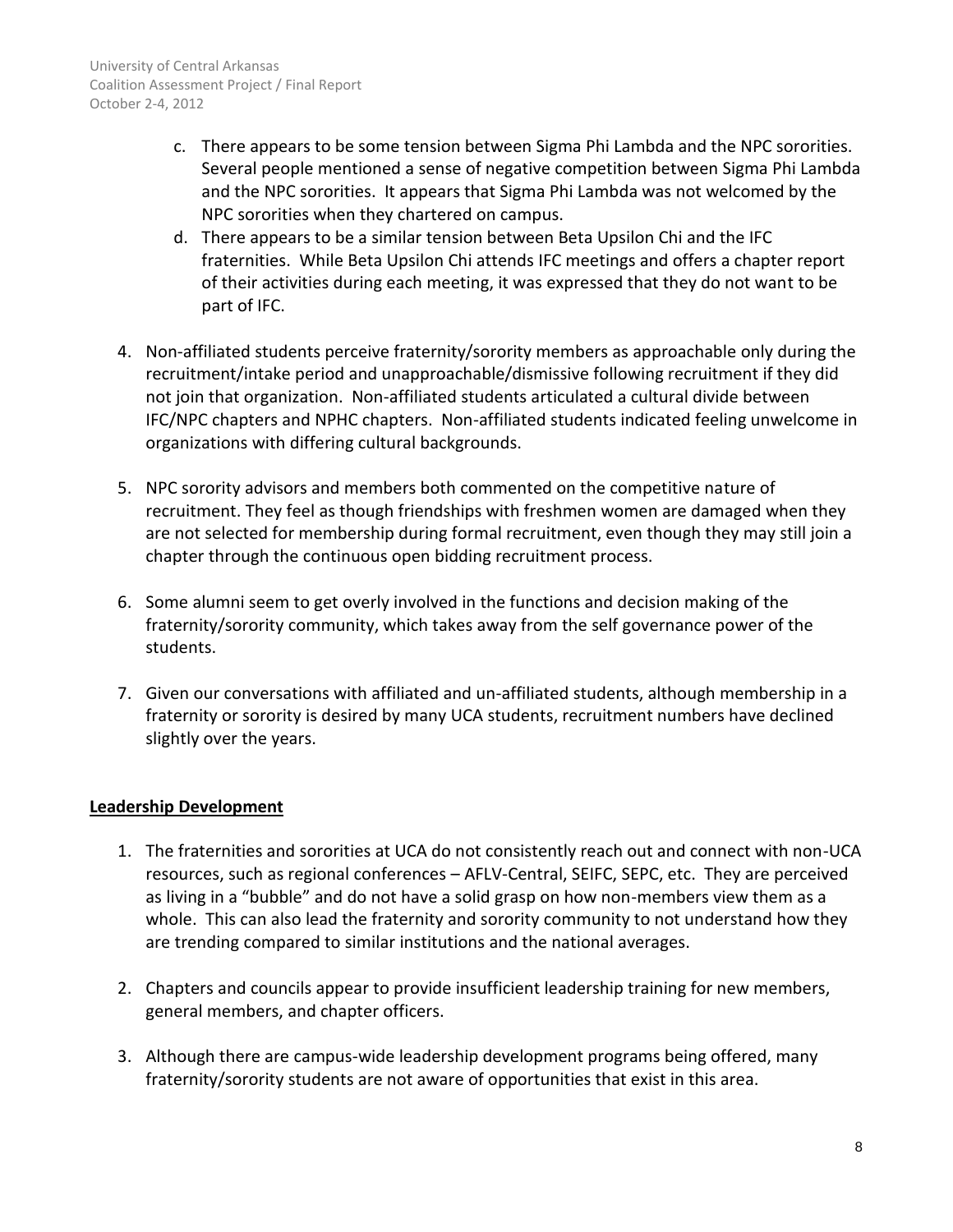c. There appears to be some tension between Sigma Phi Lambda and the NPC sororities. Several people mentioned a sense of negative competition between Sigma Phi Lambda and the NPC sororities. It appears that Sigma Phi Lambda was not welcomed by the NPC sororities when they chartered on campus.

d. There appears to be a similar tension between Beta Upsilon Chi and the IFC fraternities. While Beta Upsilon Chi attends IFC meetings and offers a chapter report of their activities during each meeting, it was expressed that they do not want to be part of IFC.

4. Non-affiliated students perceive fraternity/sorority members as approachable only during the recruitment/intake period and unapproachable/dismissive following recruitment if they did not join that organization. Non-affiliated students articulated a cultural divide between IFC/NPC chapters and NPHC chapters. Non-affiliated students indicated feeling unwelcome in organizations with differing cultural backgrounds.

5. NPC sorority advisors and members both commented on the competitive nature of recruitment. They feel as though friendships with freshmen women are damaged when they are not selected for membership during formal recruitment, even though they may still join a chapter through the continuous open bidding recruitment process.

6. Some alumni seem to get overly involved in the functions and decision making of the fraternity/sorority community, which takes away from the self governance power of the students.

7. Given our conversations with affiliated and un-affiliated students, although membership in a fraternity or sorority is desired by many UCA students, recruitment numbers have declined slightly over the years.

## Leadership Development

1. The fraternities and sororities at UCA do not consistently reach out and connect with non-UCA resources, such as regional conferences – AFLV-Central, SEIFC, SEPC, etc. They are perceived as living in a "bubble" and do not have a solid grasp on how non-members view them as a whole. This can also lead the fraternity and sorority community to not understand how they are trending compared to similar institutions and the national averages.

2. Chapters and councils appear to provide insufficient leadership training for new members, general members, and chapter officers.

3. Although there are campus-wide leadership development programs being offered, many fraternity/sorority students are not aware of opportunities that exist in this area.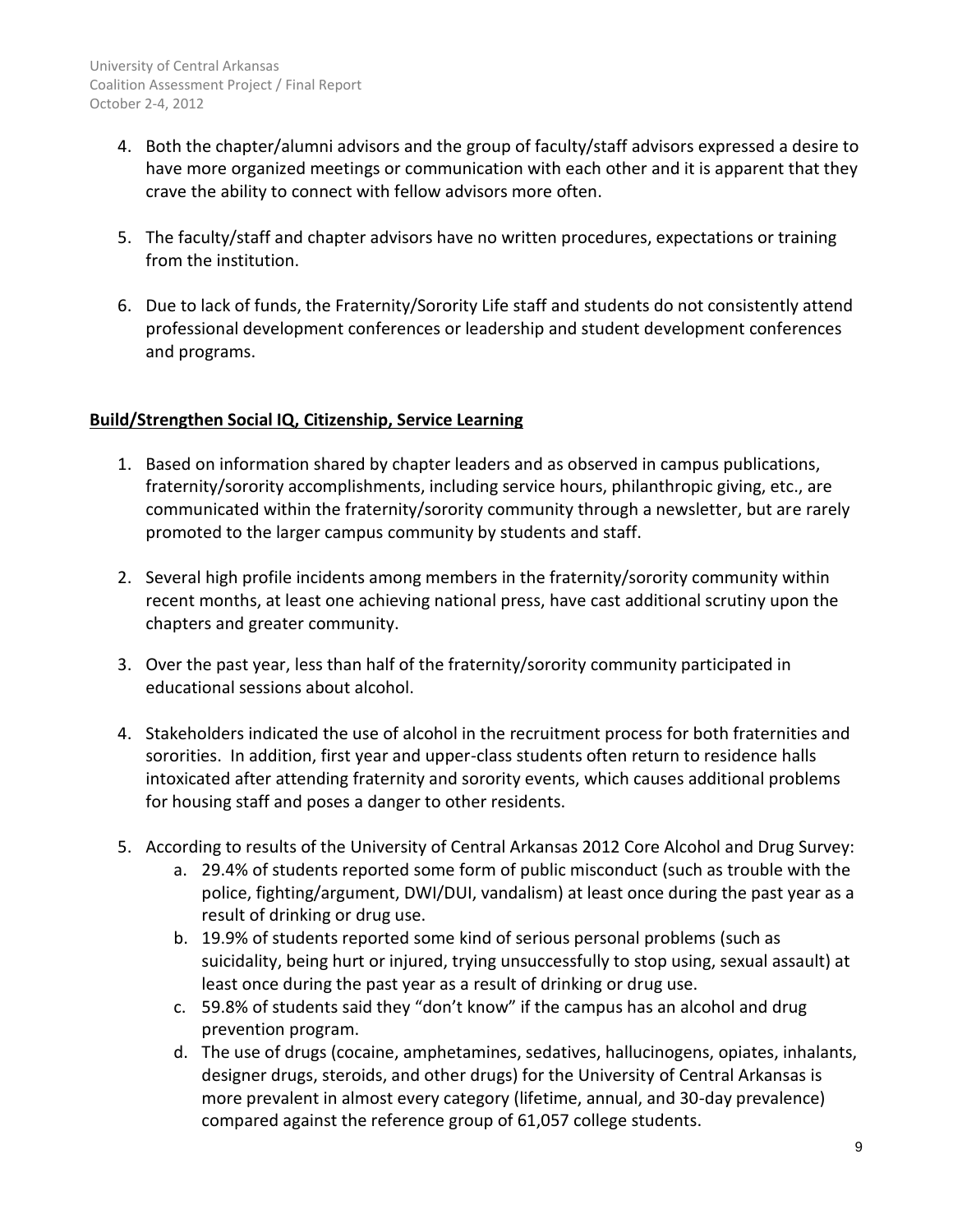4. Both the chapter/alumni advisors and the group of faculty/staff advisors expressed a desire to have more organized meetings or communication with each other and it is apparent that they crave the ability to connect with fellow advisors more often.

5. The faculty/staff and chapter advisors have no written procedures, expectations or training from the institution.

6. Due to lack of funds, the Fraternity/Sorority Life staff and students do not consistently attend professional development conferences or leadership and student development conferences and programs.

**Build/Strengthen Social IQ, Citizenship, Service Learning**

1. Based on information shared by chapter leaders and as observed in campus publications, fraternity/sorority accomplishments, including service hours, philanthropic giving, etc., are communicated within the fraternity/sorority community through a newsletter, but are rarely promoted to the larger campus community by students and staff.

2. Several high profile incidents among members in the fraternity/sorority community within recent months, at least one achieving national press, have cast additional scrutiny upon the chapters and greater community.

3. Over the past year, less than half of the fraternity/sorority community participated in educational sessions about alcohol.

4. Stakeholders indicated the use of alcohol in the recruitment process for both fraternities and sororities. In addition, first year and upper-class students often return to residence halls intoxicated after attending fraternity and sorority events, which causes additional problems for housing staff and poses a danger to other residents.

5. According to results of the University of Central Arkansas 2012 Core Alcohol and Drug Survey:
    a. 29.4% of students reported some form of public misconduct (such as trouble with the police, fighting/argument, DWI/DUI, vandalism) at least once during the past year as a result of drinking or drug use.
    b. 19.9% of students reported some kind of serious personal problems (such as suicidality, being hurt or injured, trying unsuccessfully to stop using, sexual assault) at least once during the past year as a result of drinking or drug use.
    c. 59.8% of students said they "don't know" if the campus has an alcohol and drug prevention program.
    d. The use of drugs (cocaine, amphetamines, sedatives, hallucinogens, opiates, inhalants, designer drugs, steroids, and other drugs) for the University of Central Arkansas is more prevalent in almost every category (lifetime, annual, and 30-day prevalence) compared against the reference group of 61,057 college students.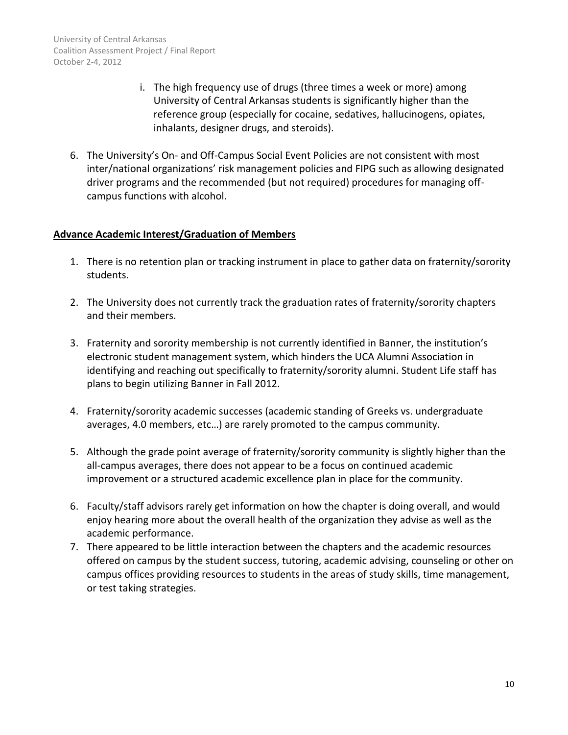i. The high frequency use of drugs (three times a week or more) among University of Central Arkansas students is significantly higher than the reference group (especially for cocaine, sedatives, hallucinogens, opiates, inhalants, designer drugs, and steroids).

6. The University's On- and Off-Campus Social Event Policies are not consistent with most inter/national organizations' risk management policies and FIPG such as allowing designated driver programs and the recommended (but not required) procedures for managing off-campus functions with alcohol.

**Advance Academic Interest/Graduation of Members**

1. There is no retention plan or tracking instrument in place to gather data on fraternity/sorority students.

2. The University does not currently track the graduation rates of fraternity/sorority chapters and their members.

3. Fraternity and sorority membership is not currently identified in Banner, the institution's electronic student management system, which hinders the UCA Alumni Association in identifying and reaching out specifically to fraternity/sorority alumni. Student Life staff has plans to begin utilizing Banner in Fall 2012.

4. Fraternity/sorority academic successes (academic standing of Greeks vs. undergraduate averages, 4.0 members, etc…) are rarely promoted to the campus community.

5. Although the grade point average of fraternity/sorority community is slightly higher than the all-campus averages, there does not appear to be a focus on continued academic improvement or a structured academic excellence plan in place for the community.

6. Faculty/staff advisors rarely get information on how the chapter is doing overall, and would enjoy hearing more about the overall health of the organization they advise as well as the academic performance.
7. There appeared to be little interaction between the chapters and the academic resources offered on campus by the student success, tutoring, academic advising, counseling or other on campus offices providing resources to students in the areas of study skills, time management, or test taking strategies.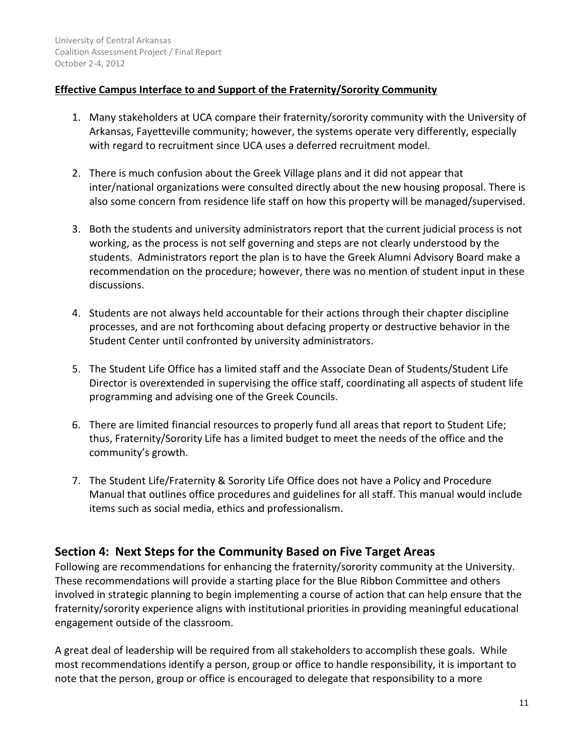**Effective Campus Interface to and Support of the Fraternity/Sorority Community**

1. Many stakeholders at UCA compare their fraternity/sorority community with the University of Arkansas, Fayetteville community; however, the systems operate very differently, especially with regard to recruitment since UCA uses a deferred recruitment model.

2. There is much confusion about the Greek Village plans and it did not appear that inter/national organizations were consulted directly about the new housing proposal. There is also some concern from residence life staff on how this property will be managed/supervised.

3. Both the students and university administrators report that the current judicial process is not working, as the process is not self governing and steps are not clearly understood by the students. Administrators report the plan is to have the Greek Alumni Advisory Board make a recommendation on the procedure; however, there was no mention of student input in these discussions.

4. Students are not always held accountable for their actions through their chapter discipline processes, and are not forthcoming about defacing property or destructive behavior in the Student Center until confronted by university administrators.

5. The Student Life Office has a limited staff and the Associate Dean of Students/Student Life Director is overextended in supervising the office staff, coordinating all aspects of student life programming and advising one of the Greek Councils.

6. There are limited financial resources to properly fund all areas that report to Student Life; thus, Fraternity/Sorority Life has a limited budget to meet the needs of the office and the community's growth.

7. The Student Life/Fraternity & Sorority Life Office does not have a Policy and Procedure Manual that outlines office procedures and guidelines for all staff. This manual would include items such as social media, ethics and professionalism.

## Section 4: Next Steps for the Community Based on Five Target Areas

Following are recommendations for enhancing the fraternity/sorority community at the University. These recommendations will provide a starting place for the Blue Ribbon Committee and others involved in strategic planning to begin implementing a course of action that can help ensure that the fraternity/sorority experience aligns with institutional priorities in providing meaningful educational engagement outside of the classroom.

A great deal of leadership will be required from all stakeholders to accomplish these goals. While most recommendations identify a person, group or office to handle responsibility, it is important to note that the person, group or office is encouraged to delegate that responsibility to a more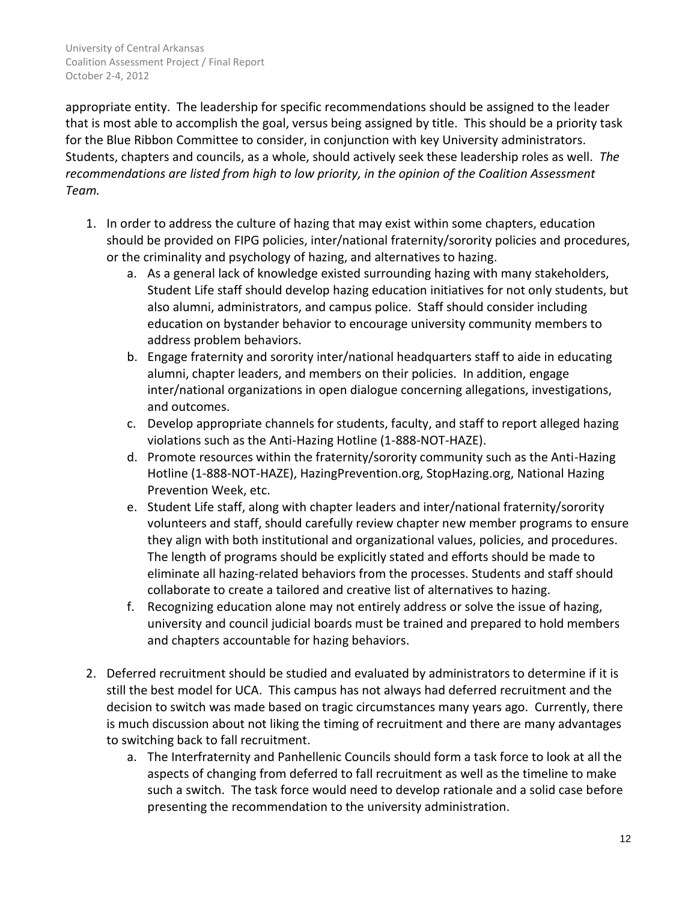appropriate entity. The leadership for specific recommendations should be assigned to the leader that is most able to accomplish the goal, versus being assigned by title. This should be a priority task for the Blue Ribbon Committee to consider, in conjunction with key University administrators. Students, chapters and councils, as a whole, should actively seek these leadership roles as well. *The recommendations are listed from high to low priority, in the opinion of the Coalition Assessment Team.*

1. In order to address the culture of hazing that may exist within some chapters, education should be provided on FIPG policies, inter/national fraternity/sorority policies and procedures, or the criminality and psychology of hazing, and alternatives to hazing.
    a. As a general lack of knowledge existed surrounding hazing with many stakeholders, Student Life staff should develop hazing education initiatives for not only students, but also alumni, administrators, and campus police. Staff should consider including education on bystander behavior to encourage university community members to address problem behaviors.
    b. Engage fraternity and sorority inter/national headquarters staff to aide in educating alumni, chapter leaders, and members on their policies. In addition, engage inter/national organizations in open dialogue concerning allegations, investigations, and outcomes.
    c. Develop appropriate channels for students, faculty, and staff to report alleged hazing violations such as the Anti-Hazing Hotline (1-888-NOT-HAZE).
    d. Promote resources within the fraternity/sorority community such as the Anti-Hazing Hotline (1-888-NOT-HAZE), HazingPrevention.org, StopHazing.org, National Hazing Prevention Week, etc.
    e. Student Life staff, along with chapter leaders and inter/national fraternity/sorority volunteers and staff, should carefully review chapter new member programs to ensure they align with both institutional and organizational values, policies, and procedures. The length of programs should be explicitly stated and efforts should be made to eliminate all hazing-related behaviors from the processes. Students and staff should collaborate to create a tailored and creative list of alternatives to hazing.
    f. Recognizing education alone may not entirely address or solve the issue of hazing, university and council judicial boards must be trained and prepared to hold members and chapters accountable for hazing behaviors.

2. Deferred recruitment should be studied and evaluated by administrators to determine if it is still the best model for UCA. This campus has not always had deferred recruitment and the decision to switch was made based on tragic circumstances many years ago. Currently, there is much discussion about not liking the timing of recruitment and there are many advantages to switching back to fall recruitment.
    a. The Interfraternity and Panhellenic Councils should form a task force to look at all the aspects of changing from deferred to fall recruitment as well as the timeline to make such a switch. The task force would need to develop rationale and a solid case before presenting the recommendation to the university administration.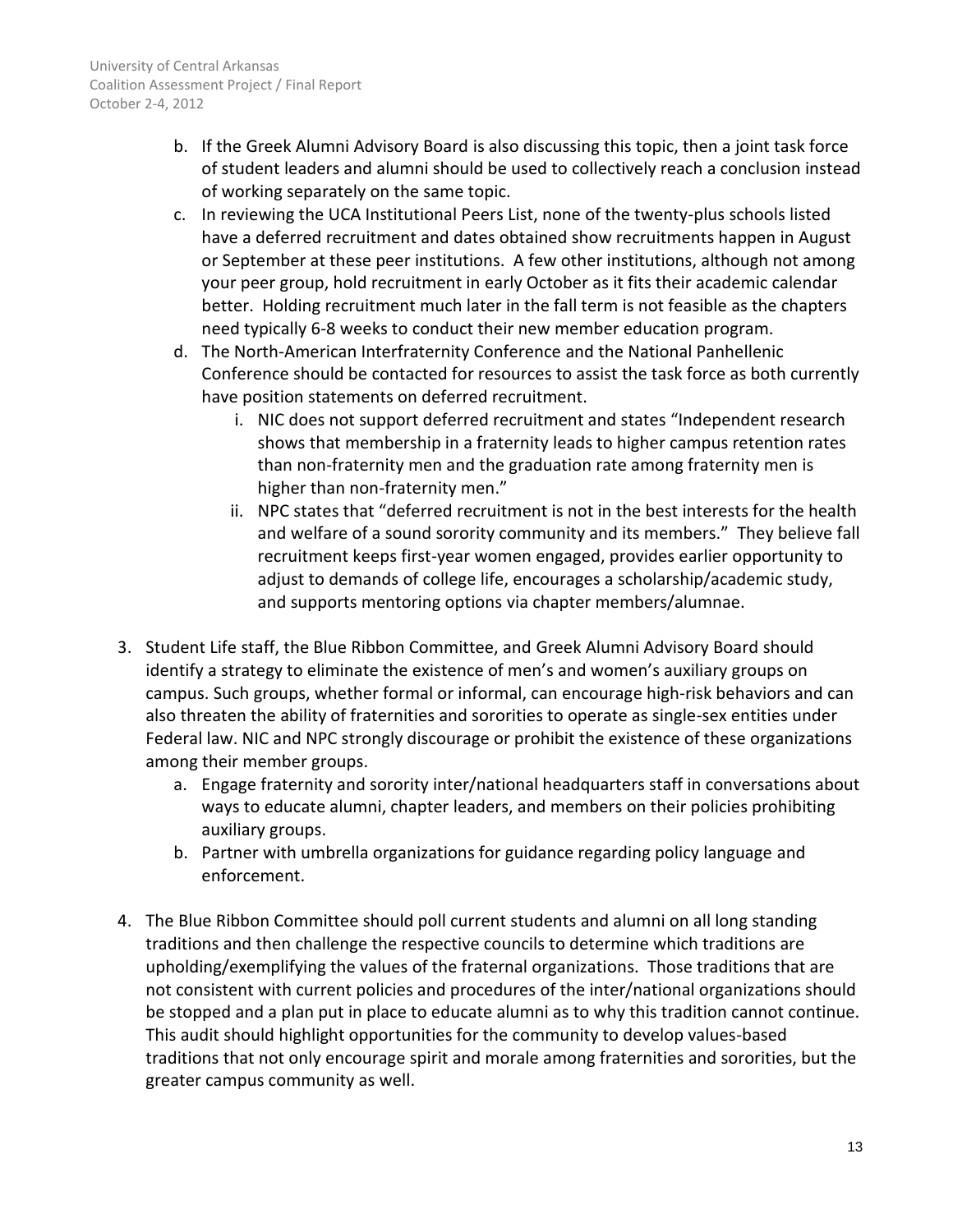b. If the Greek Alumni Advisory Board is also discussing this topic, then a joint task force of student leaders and alumni should be used to collectively reach a conclusion instead of working separately on the same topic.
c. In reviewing the UCA Institutional Peers List, none of the twenty-plus schools listed have a deferred recruitment and dates obtained show recruitments happen in August or September at these peer institutions. A few other institutions, although not among your peer group, hold recruitment in early October as it fits their academic calendar better. Holding recruitment much later in the fall term is not feasible as the chapters need typically 6-8 weeks to conduct their new member education program.
d. The North-American Interfraternity Conference and the National Panhellenic Conference should be contacted for resources to assist the task force as both currently have position statements on deferred recruitment.
    i. NIC does not support deferred recruitment and states "Independent research shows that membership in a fraternity leads to higher campus retention rates than non-fraternity men and the graduation rate among fraternity men is higher than non-fraternity men."
    ii. NPC states that "deferred recruitment is not in the best interests for the health and welfare of a sound sorority community and its members." They believe fall recruitment keeps first-year women engaged, provides earlier opportunity to adjust to demands of college life, encourages a scholarship/academic study, and supports mentoring options via chapter members/alumnae.

3. Student Life staff, the Blue Ribbon Committee, and Greek Alumni Advisory Board should identify a strategy to eliminate the existence of men's and women's auxiliary groups on campus. Such groups, whether formal or informal, can encourage high-risk behaviors and can also threaten the ability of fraternities and sororities to operate as single-sex entities under Federal law. NIC and NPC strongly discourage or prohibit the existence of these organizations among their member groups.
    a. Engage fraternity and sorority inter/national headquarters staff in conversations about ways to educate alumni, chapter leaders, and members on their policies prohibiting auxiliary groups.
    b. Partner with umbrella organizations for guidance regarding policy language and enforcement.

4. The Blue Ribbon Committee should poll current students and alumni on all long standing traditions and then challenge the respective councils to determine which traditions are upholding/exemplifying the values of the fraternal organizations. Those traditions that are not consistent with current policies and procedures of the inter/national organizations should be stopped and a plan put in place to educate alumni as to why this tradition cannot continue. This audit should highlight opportunities for the community to develop values-based traditions that not only encourage spirit and morale among fraternities and sororities, but the greater campus community as well.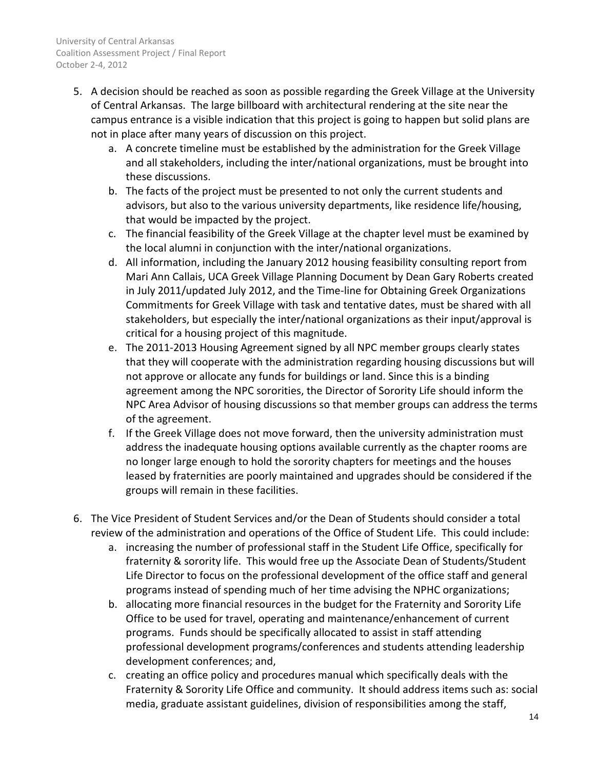5. A decision should be reached as soon as possible regarding the Greek Village at the University of Central Arkansas. The large billboard with architectural rendering at the site near the campus entrance is a visible indication that this project is going to happen but solid plans are not in place after many years of discussion on this project.
    a. A concrete timeline must be established by the administration for the Greek Village and all stakeholders, including the inter/national organizations, must be brought into these discussions.
    b. The facts of the project must be presented to not only the current students and advisors, but also to the various university departments, like residence life/housing, that would be impacted by the project.
    c. The financial feasibility of the Greek Village at the chapter level must be examined by the local alumni in conjunction with the inter/national organizations.
    d. All information, including the January 2012 housing feasibility consulting report from Mari Ann Callais, UCA Greek Village Planning Document by Dean Gary Roberts created in July 2011/updated July 2012, and the Time-line for Obtaining Greek Organizations Commitments for Greek Village with task and tentative dates, must be shared with all stakeholders, but especially the inter/national organizations as their input/approval is critical for a housing project of this magnitude.
    e. The 2011-2013 Housing Agreement signed by all NPC member groups clearly states that they will cooperate with the administration regarding housing discussions but will not approve or allocate any funds for buildings or land. Since this is a binding agreement among the NPC sororities, the Director of Sorority Life should inform the NPC Area Advisor of housing discussions so that member groups can address the terms of the agreement.
    f. If the Greek Village does not move forward, then the university administration must address the inadequate housing options available currently as the chapter rooms are no longer large enough to hold the sorority chapters for meetings and the houses leased by fraternities are poorly maintained and upgrades should be considered if the groups will remain in these facilities.

6. The Vice President of Student Services and/or the Dean of Students should consider a total review of the administration and operations of the Office of Student Life. This could include:
    a. increasing the number of professional staff in the Student Life Office, specifically for fraternity & sorority life. This would free up the Associate Dean of Students/Student Life Director to focus on the professional development of the office staff and general programs instead of spending much of her time advising the NPHC organizations;
    b. allocating more financial resources in the budget for the Fraternity and Sorority Life Office to be used for travel, operating and maintenance/enhancement of current programs. Funds should be specifically allocated to assist in staff attending professional development programs/conferences and students attending leadership development conferences; and,
    c. creating an office policy and procedures manual which specifically deals with the Fraternity & Sorority Life Office and community. It should address items such as: social media, graduate assistant guidelines, division of responsibilities among the staff,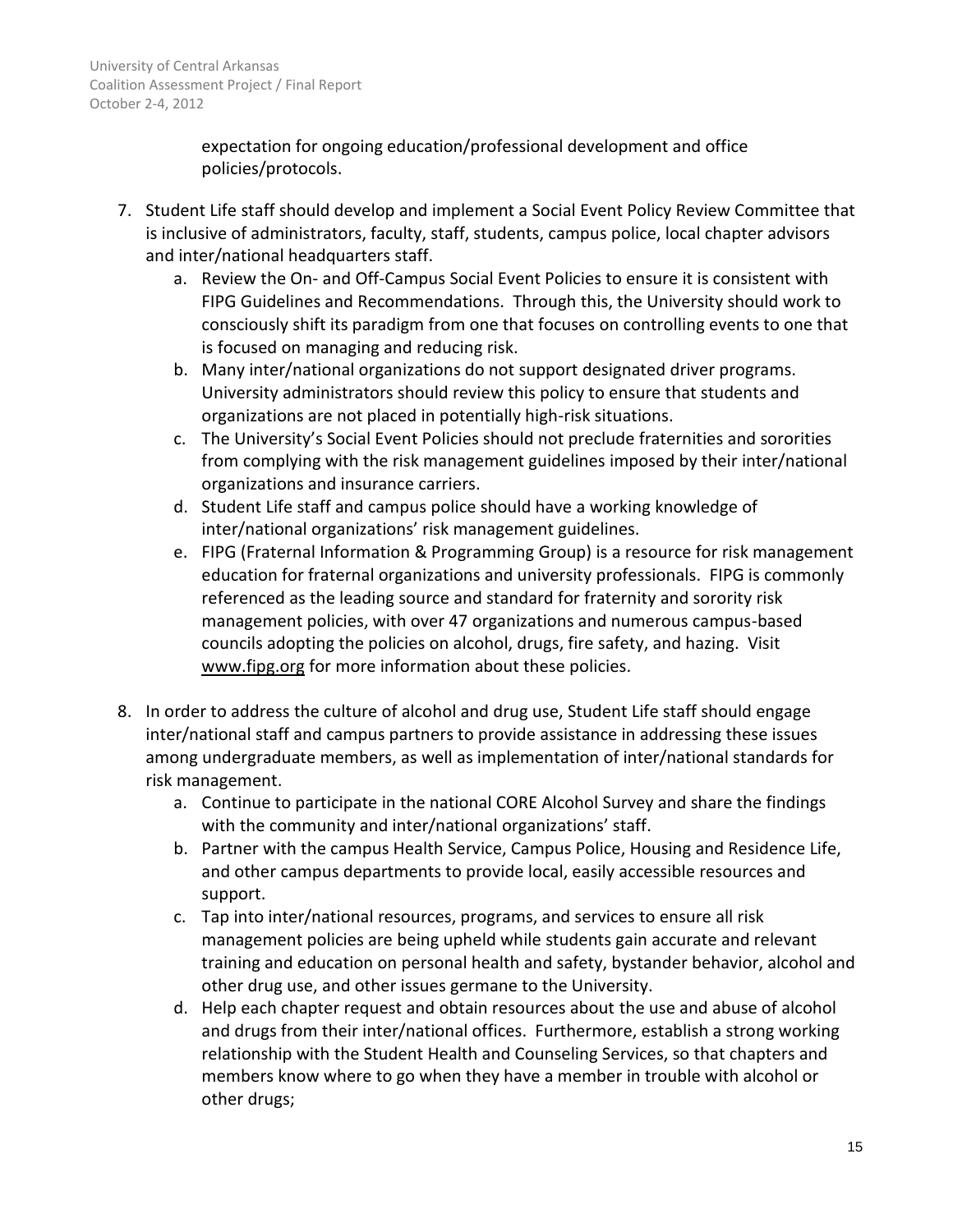expectation for ongoing education/professional development and office policies/protocols.

7. Student Life staff should develop and implement a Social Event Policy Review Committee that is inclusive of administrators, faculty, staff, students, campus police, local chapter advisors and inter/national headquarters staff.
    a. Review the On- and Off-Campus Social Event Policies to ensure it is consistent with FIPG Guidelines and Recommendations. Through this, the University should work to consciously shift its paradigm from one that focuses on controlling events to one that is focused on managing and reducing risk.
    b. Many inter/national organizations do not support designated driver programs. University administrators should review this policy to ensure that students and organizations are not placed in potentially high-risk situations.
    c. The University's Social Event Policies should not preclude fraternities and sororities from complying with the risk management guidelines imposed by their inter/national organizations and insurance carriers.
    d. Student Life staff and campus police should have a working knowledge of inter/national organizations' risk management guidelines.
    e. FIPG (Fraternal Information & Programming Group) is a resource for risk management education for fraternal organizations and university professionals. FIPG is commonly referenced as the leading source and standard for fraternity and sorority risk management policies, with over 47 organizations and numerous campus-based councils adopting the policies on alcohol, drugs, fire safety, and hazing. Visit www.fipg.org for more information about these policies.

8. In order to address the culture of alcohol and drug use, Student Life staff should engage inter/national staff and campus partners to provide assistance in addressing these issues among undergraduate members, as well as implementation of inter/national standards for risk management.
    a. Continue to participate in the national CORE Alcohol Survey and share the findings with the community and inter/national organizations' staff.
    b. Partner with the campus Health Service, Campus Police, Housing and Residence Life, and other campus departments to provide local, easily accessible resources and support.
    c. Tap into inter/national resources, programs, and services to ensure all risk management policies are being upheld while students gain accurate and relevant training and education on personal health and safety, bystander behavior, alcohol and other drug use, and other issues germane to the University.
    d. Help each chapter request and obtain resources about the use and abuse of alcohol and drugs from their inter/national offices. Furthermore, establish a strong working relationship with the Student Health and Counseling Services, so that chapters and members know where to go when they have a member in trouble with alcohol or other drugs;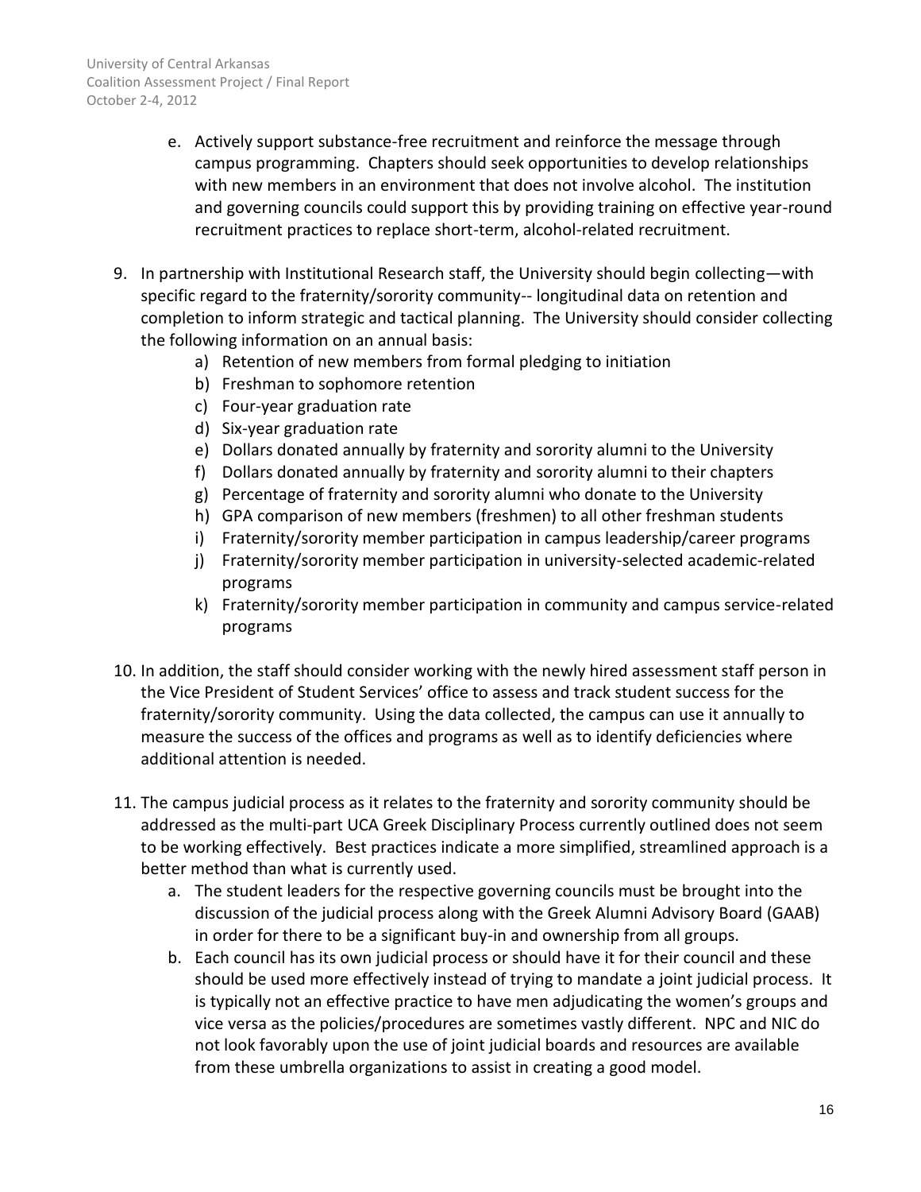e. Actively support substance-free recruitment and reinforce the message through campus programming. Chapters should seek opportunities to develop relationships with new members in an environment that does not involve alcohol. The institution and governing councils could support this by providing training on effective year-round recruitment practices to replace short-term, alcohol-related recruitment.

9. In partnership with Institutional Research staff, the University should begin collecting—with specific regard to the fraternity/sorority community-- longitudinal data on retention and completion to inform strategic and tactical planning. The University should consider collecting the following information on an annual basis:
   a) Retention of new members from formal pledging to initiation
   b) Freshman to sophomore retention
   c) Four-year graduation rate
   d) Six-year graduation rate
   e) Dollars donated annually by fraternity and sorority alumni to the University
   f) Dollars donated annually by fraternity and sorority alumni to their chapters
   g) Percentage of fraternity and sorority alumni who donate to the University
   h) GPA comparison of new members (freshmen) to all other freshman students
   i) Fraternity/sorority member participation in campus leadership/career programs
   j) Fraternity/sorority member participation in university-selected academic-related programs
   k) Fraternity/sorority member participation in community and campus service-related programs

10. In addition, the staff should consider working with the newly hired assessment staff person in the Vice President of Student Services' office to assess and track student success for the fraternity/sorority community. Using the data collected, the campus can use it annually to measure the success of the offices and programs as well as to identify deficiencies where additional attention is needed.

11. The campus judicial process as it relates to the fraternity and sorority community should be addressed as the multi-part UCA Greek Disciplinary Process currently outlined does not seem to be working effectively. Best practices indicate a more simplified, streamlined approach is a better method than what is currently used.
    a. The student leaders for the respective governing councils must be brought into the discussion of the judicial process along with the Greek Alumni Advisory Board (GAAB) in order for there to be a significant buy-in and ownership from all groups.
    b. Each council has its own judicial process or should have it for their council and these should be used more effectively instead of trying to mandate a joint judicial process. It is typically not an effective practice to have men adjudicating the women's groups and vice versa as the policies/procedures are sometimes vastly different. NPC and NIC do not look favorably upon the use of joint judicial boards and resources are available from these umbrella organizations to assist in creating a good model.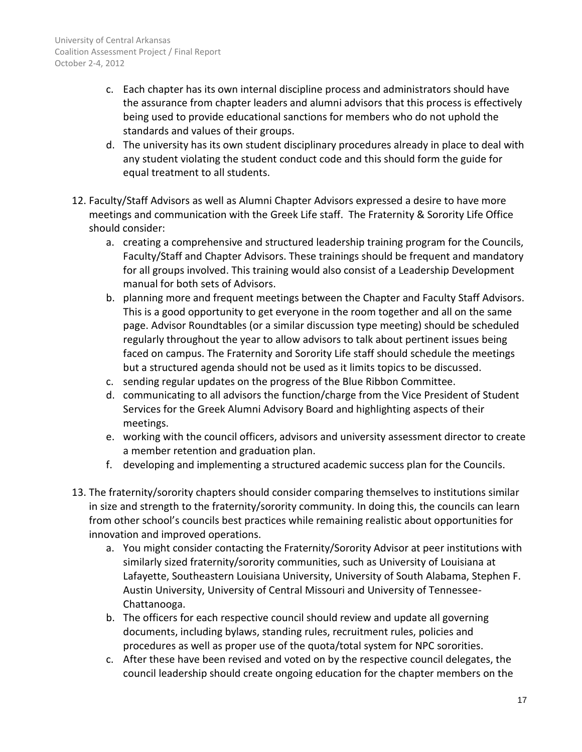c. Each chapter has its own internal discipline process and administrators should have the assurance from chapter leaders and alumni advisors that this process is effectively being used to provide educational sanctions for members who do not uphold the standards and values of their groups.
d. The university has its own student disciplinary procedures already in place to deal with any student violating the student conduct code and this should form the guide for equal treatment to all students.

12. Faculty/Staff Advisors as well as Alumni Chapter Advisors expressed a desire to have more meetings and communication with the Greek Life staff. The Fraternity & Sorority Life Office should consider:
    a. creating a comprehensive and structured leadership training program for the Councils, Faculty/Staff and Chapter Advisors. These trainings should be frequent and mandatory for all groups involved. This training would also consist of a Leadership Development manual for both sets of Advisors.
    b. planning more and frequent meetings between the Chapter and Faculty Staff Advisors. This is a good opportunity to get everyone in the room together and all on the same page. Advisor Roundtables (or a similar discussion type meeting) should be scheduled regularly throughout the year to allow advisors to talk about pertinent issues being faced on campus. The Fraternity and Sorority Life staff should schedule the meetings but a structured agenda should not be used as it limits topics to be discussed.
    c. sending regular updates on the progress of the Blue Ribbon Committee.
    d. communicating to all advisors the function/charge from the Vice President of Student Services for the Greek Alumni Advisory Board and highlighting aspects of their meetings.
    e. working with the council officers, advisors and university assessment director to create a member retention and graduation plan.
    f. developing and implementing a structured academic success plan for the Councils.

13. The fraternity/sorority chapters should consider comparing themselves to institutions similar in size and strength to the fraternity/sorority community. In doing this, the councils can learn from other school's councils best practices while remaining realistic about opportunities for innovation and improved operations.
    a. You might consider contacting the Fraternity/Sorority Advisor at peer institutions with similarly sized fraternity/sorority communities, such as University of Louisiana at Lafayette, Southeastern Louisiana University, University of South Alabama, Stephen F. Austin University, University of Central Missouri and University of Tennessee-Chattanooga.
    b. The officers for each respective council should review and update all governing documents, including bylaws, standing rules, recruitment rules, policies and procedures as well as proper use of the quota/total system for NPC sororities.
    c. After these have been revised and voted on by the respective council delegates, the council leadership should create ongoing education for the chapter members on the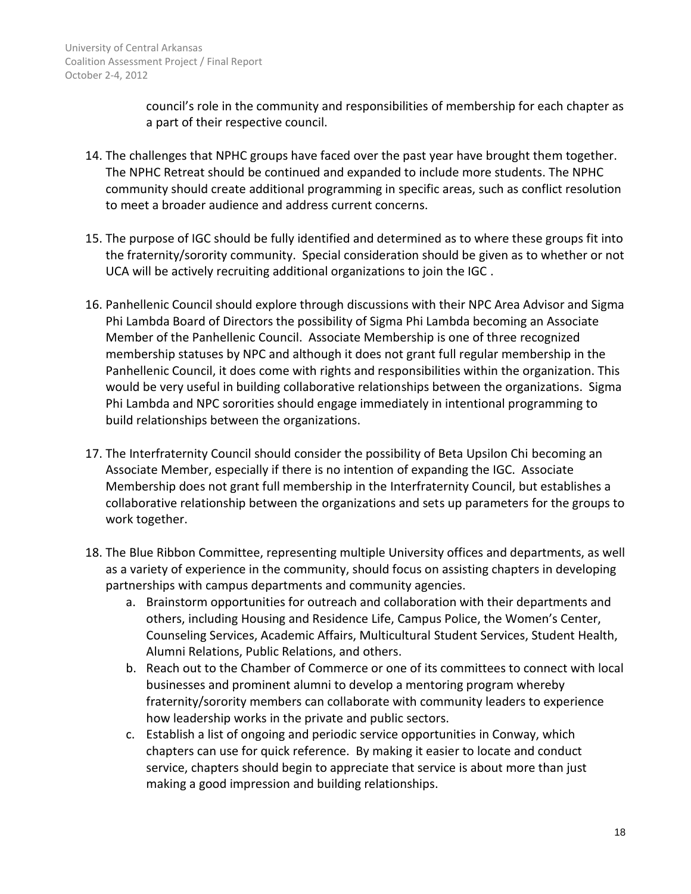council's role in the community and responsibilities of membership for each chapter as a part of their respective council.

14. The challenges that NPHC groups have faced over the past year have brought them together. The NPHC Retreat should be continued and expanded to include more students. The NPHC community should create additional programming in specific areas, such as conflict resolution to meet a broader audience and address current concerns.

15. The purpose of IGC should be fully identified and determined as to where these groups fit into the fraternity/sorority community. Special consideration should be given as to whether or not UCA will be actively recruiting additional organizations to join the IGC .

16. Panhellenic Council should explore through discussions with their NPC Area Advisor and Sigma Phi Lambda Board of Directors the possibility of Sigma Phi Lambda becoming an Associate Member of the Panhellenic Council. Associate Membership is one of three recognized membership statuses by NPC and although it does not grant full regular membership in the Panhellenic Council, it does come with rights and responsibilities within the organization. This would be very useful in building collaborative relationships between the organizations. Sigma Phi Lambda and NPC sororities should engage immediately in intentional programming to build relationships between the organizations.

17. The Interfraternity Council should consider the possibility of Beta Upsilon Chi becoming an Associate Member, especially if there is no intention of expanding the IGC. Associate Membership does not grant full membership in the Interfraternity Council, but establishes a collaborative relationship between the organizations and sets up parameters for the groups to work together.

18. The Blue Ribbon Committee, representing multiple University offices and departments, as well as a variety of experience in the community, should focus on assisting chapters in developing partnerships with campus departments and community agencies.
    a. Brainstorm opportunities for outreach and collaboration with their departments and others, including Housing and Residence Life, Campus Police, the Women's Center, Counseling Services, Academic Affairs, Multicultural Student Services, Student Health, Alumni Relations, Public Relations, and others.
    b. Reach out to the Chamber of Commerce or one of its committees to connect with local businesses and prominent alumni to develop a mentoring program whereby fraternity/sorority members can collaborate with community leaders to experience how leadership works in the private and public sectors.
    c. Establish a list of ongoing and periodic service opportunities in Conway, which chapters can use for quick reference. By making it easier to locate and conduct service, chapters should begin to appreciate that service is about more than just making a good impression and building relationships.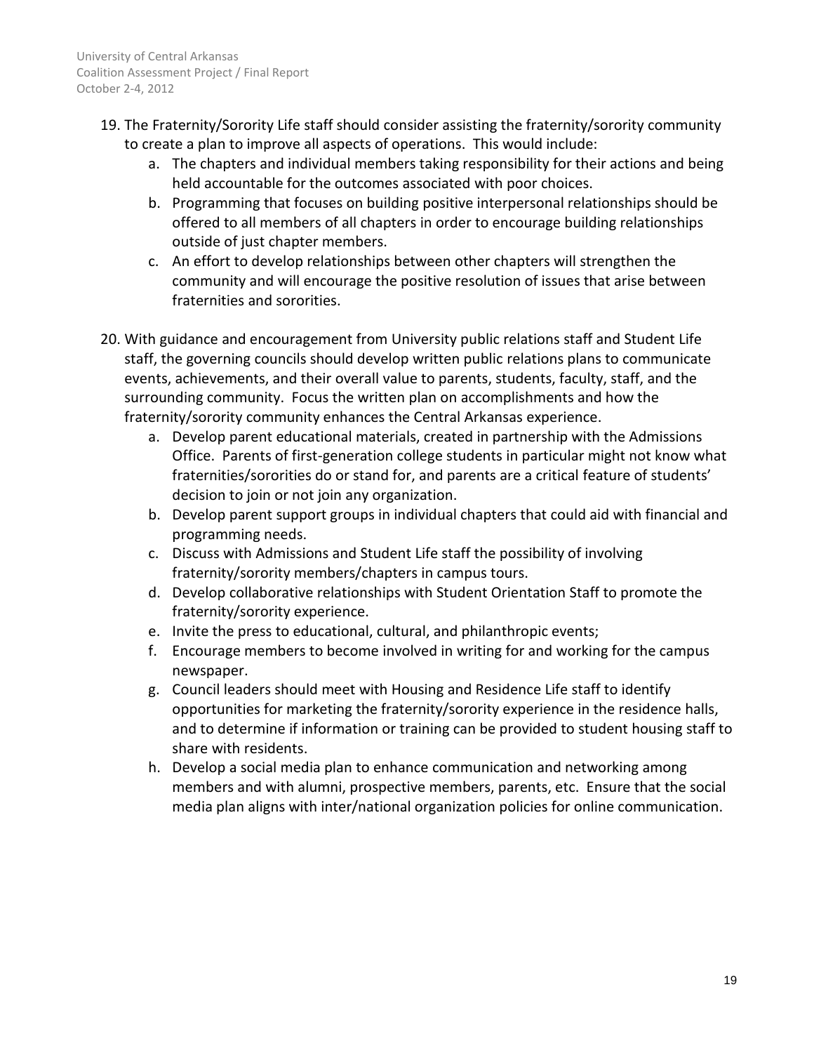19. The Fraternity/Sorority Life staff should consider assisting the fraternity/sorority community to create a plan to improve all aspects of operations. This would include:
    a. The chapters and individual members taking responsibility for their actions and being held accountable for the outcomes associated with poor choices.
    b. Programming that focuses on building positive interpersonal relationships should be offered to all members of all chapters in order to encourage building relationships outside of just chapter members.
    c. An effort to develop relationships between other chapters will strengthen the community and will encourage the positive resolution of issues that arise between fraternities and sororities.

20. With guidance and encouragement from University public relations staff and Student Life staff, the governing councils should develop written public relations plans to communicate events, achievements, and their overall value to parents, students, faculty, staff, and the surrounding community. Focus the written plan on accomplishments and how the fraternity/sorority community enhances the Central Arkansas experience.
    a. Develop parent educational materials, created in partnership with the Admissions Office. Parents of first-generation college students in particular might not know what fraternities/sororities do or stand for, and parents are a critical feature of students' decision to join or not join any organization.
    b. Develop parent support groups in individual chapters that could aid with financial and programming needs.
    c. Discuss with Admissions and Student Life staff the possibility of involving fraternity/sorority members/chapters in campus tours.
    d. Develop collaborative relationships with Student Orientation Staff to promote the fraternity/sorority experience.
    e. Invite the press to educational, cultural, and philanthropic events;
    f. Encourage members to become involved in writing for and working for the campus newspaper.
    g. Council leaders should meet with Housing and Residence Life staff to identify opportunities for marketing the fraternity/sorority experience in the residence halls, and to determine if information or training can be provided to student housing staff to share with residents.
    h. Develop a social media plan to enhance communication and networking among members and with alumni, prospective members, parents, etc. Ensure that the social media plan aligns with inter/national organization policies for online communication.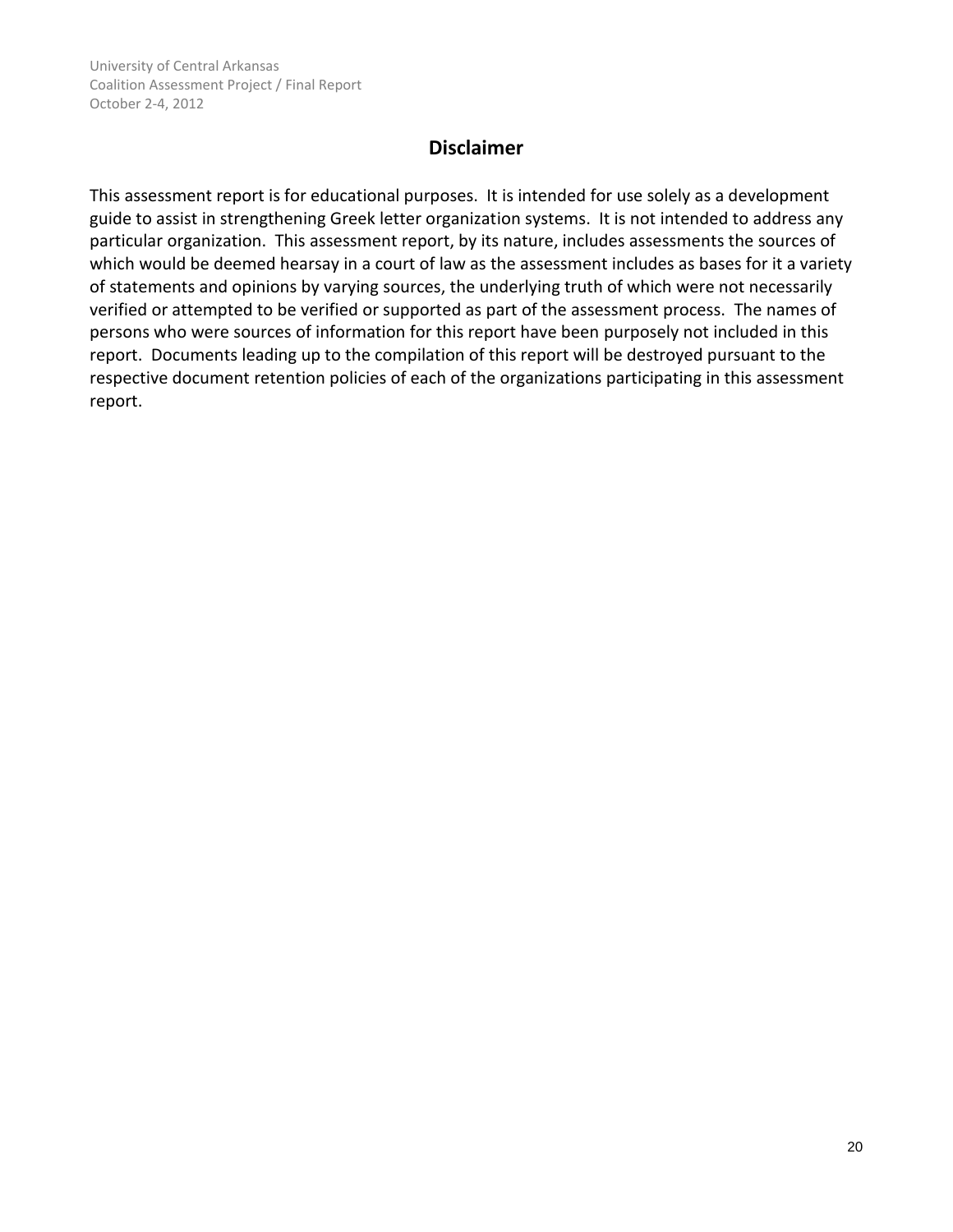## Disclaimer

This assessment report is for educational purposes. It is intended for use solely as a development guide to assist in strengthening Greek letter organization systems. It is not intended to address any particular organization. This assessment report, by its nature, includes assessments the sources of which would be deemed hearsay in a court of law as the assessment includes as bases for it a variety of statements and opinions by varying sources, the underlying truth of which were not necessarily verified or attempted to be verified or supported as part of the assessment process. The names of persons who were sources of information for this report have been purposely not included in this report. Documents leading up to the compilation of this report will be destroyed pursuant to the respective document retention policies of each of the organizations participating in this assessment report.